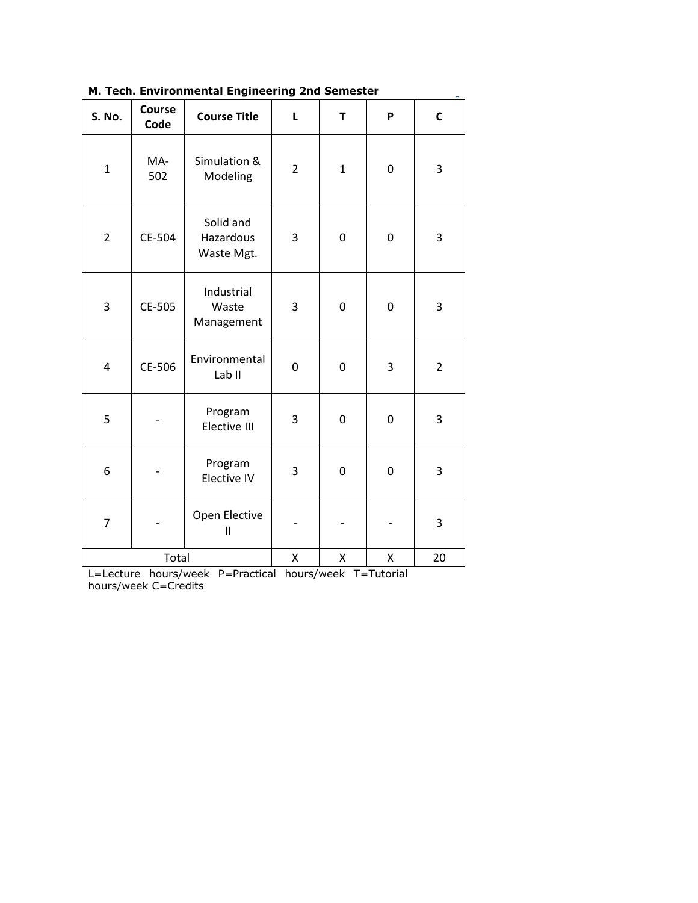**M. Tech. Environmental Engineering 2nd Semester**

| S. No. | Course Code | Course Title | L | T | P | C |
|---|---|---|---|---|---|---|
| 1 | MA-502 | Simulation & Modeling | 2 | 1 | 0 | 3 |
| 2 | CE-504 | Solid and Hazardous Waste Mgt. | 3 | 0 | 0 | 3 |
| 3 | CE-505 | Industrial Waste Management | 3 | 0 | 0 | 3 |
| 4 | CE-506 | Environmental Lab II | 0 | 0 | 3 | 2 |
| 5 | - | Program Elective III | 3 | 0 | 0 | 3 |
| 6 | - | Program Elective IV | 3 | 0 | 0 | 3 |
| 7 | - | Open Elective II | - | - | - | 3 |
| Total | | | X | X | X | 20 |

L=Lecture hours/week P=Practical hours/week T=Tutorial hours/week C=Credits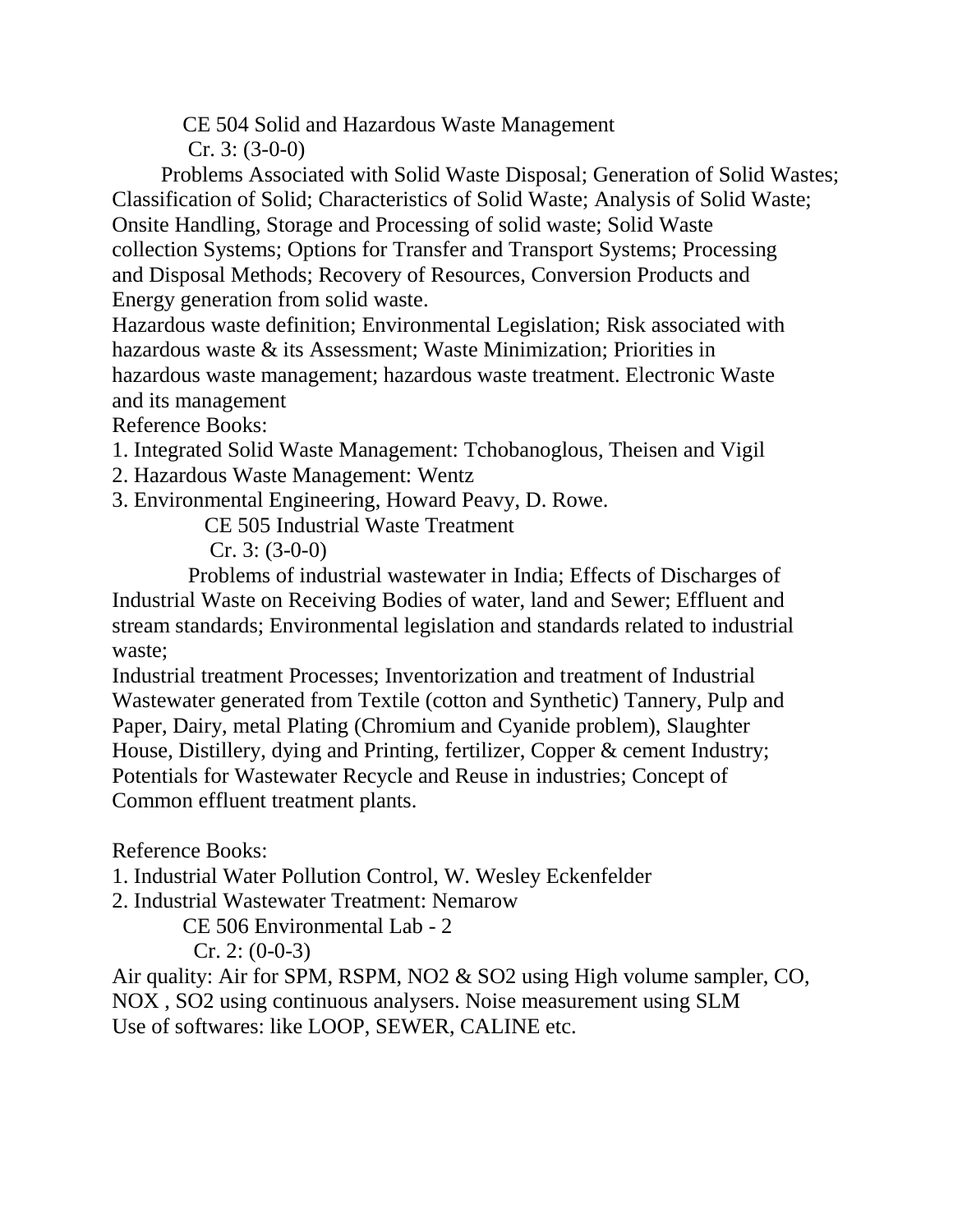## CE 504 Solid and Hazardous Waste Management

Cr. 3: (3-0-0)

Problems Associated with Solid Waste Disposal; Generation of Solid Wastes; Classification of Solid; Characteristics of Solid Waste; Analysis of Solid Waste; Onsite Handling, Storage and Processing of solid waste; Solid Waste collection Systems; Options for Transfer and Transport Systems; Processing and Disposal Methods; Recovery of Resources, Conversion Products and Energy generation from solid waste.

Hazardous waste definition; Environmental Legislation; Risk associated with hazardous waste & its Assessment; Waste Minimization; Priorities in hazardous waste management; hazardous waste treatment. Electronic Waste and its management

Reference Books:

1. Integrated Solid Waste Management: Tchobanoglous, Theisen and Vigil
2. Hazardous Waste Management: Wentz
3. Environmental Engineering, Howard Peavy, D. Rowe.

## CE 505 Industrial Waste Treatment

Cr. 3: (3-0-0)

Problems of industrial wastewater in India; Effects of Discharges of Industrial Waste on Receiving Bodies of water, land and Sewer; Effluent and stream standards; Environmental legislation and standards related to industrial waste;

Industrial treatment Processes; Inventorization and treatment of Industrial Wastewater generated from Textile (cotton and Synthetic) Tannery, Pulp and Paper, Dairy, metal Plating (Chromium and Cyanide problem), Slaughter House, Distillery, dying and Printing, fertilizer, Copper & cement Industry; Potentials for Wastewater Recycle and Reuse in industries; Concept of Common effluent treatment plants.

Reference Books:

1. Industrial Water Pollution Control, W. Wesley Eckenfelder
2. Industrial Wastewater Treatment: Nemarow

## CE 506 Environmental Lab - 2

Cr. 2: (0-0-3)

Air quality: Air for SPM, RSPM, $NO_2$ & $SO_2$ using High volume sampler, CO, NOX , $SO_2$ using continuous analysers. Noise measurement using SLM

Use of softwares: like LOOP, SEWER, CALINE etc.